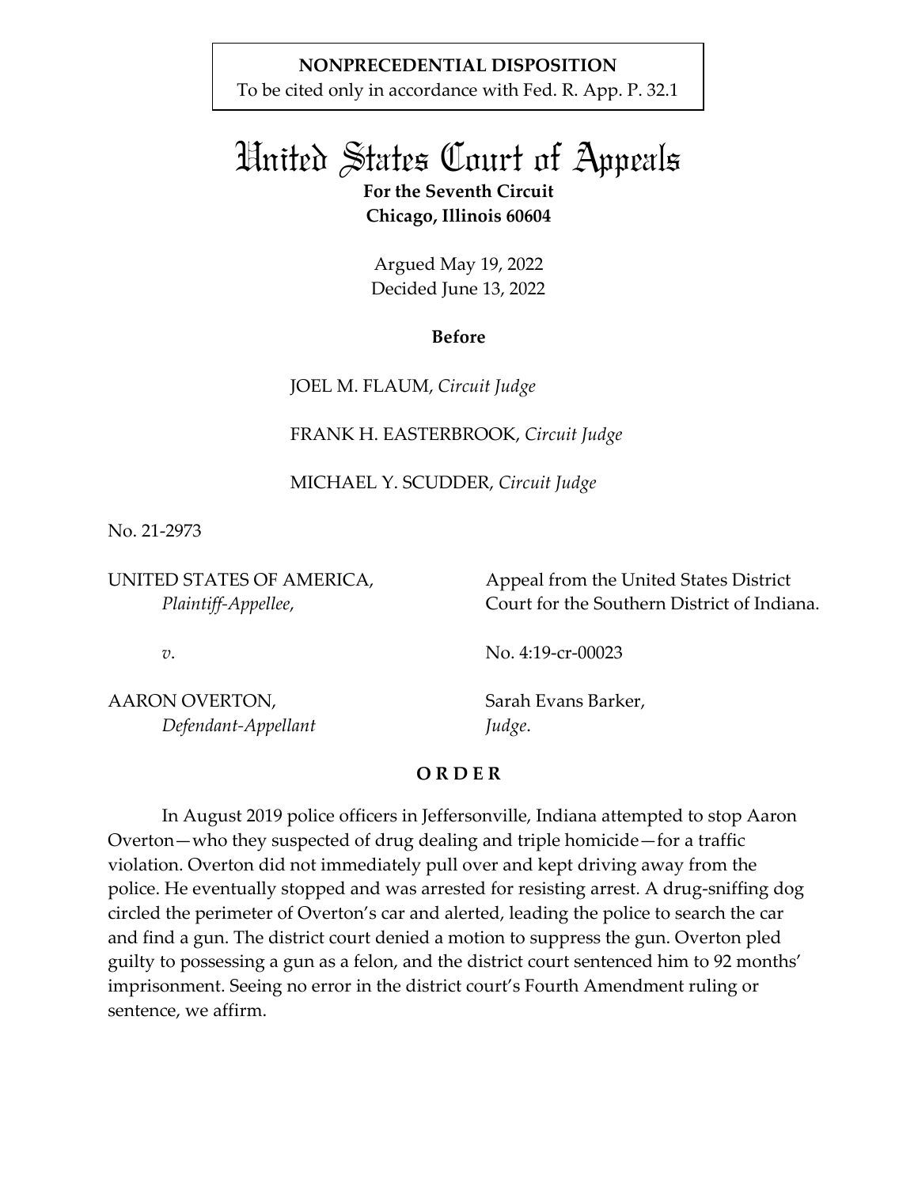**NONPRECEDENTIAL DISPOSITION**
To be cited only in accordance with Fed. R. App. P. 32.1

# United States Court of Appeals

**For the Seventh Circuit**
**Chicago, Illinois 60604**

Argued May 19, 2022
Decided June 13, 2022

**Before**

JOEL M. FLAUM, *Circuit Judge*

FRANK H. EASTERBROOK, *Circuit Judge*

MICHAEL Y. SCUDDER, *Circuit Judge*

No. 21-2973

UNITED STATES OF AMERICA,
*Plaintiff-Appellee*,

*v*.

AARON OVERTON,
*Defendant-Appellant*

Appeal from the United States District Court for the Southern District of Indiana.

No. 4:19-cr-00023

Sarah Evans Barker,
*Judge*.

**O R D E R**

In August 2019 police officers in Jeffersonville, Indiana attempted to stop Aaron Overton—who they suspected of drug dealing and triple homicide—for a traffic violation. Overton did not immediately pull over and kept driving away from the police. He eventually stopped and was arrested for resisting arrest. A drug-sniffing dog circled the perimeter of Overton's car and alerted, leading the police to search the car and find a gun. The district court denied a motion to suppress the gun. Overton pled guilty to possessing a gun as a felon, and the district court sentenced him to 92 months' imprisonment. Seeing no error in the district court's Fourth Amendment ruling or sentence, we affirm.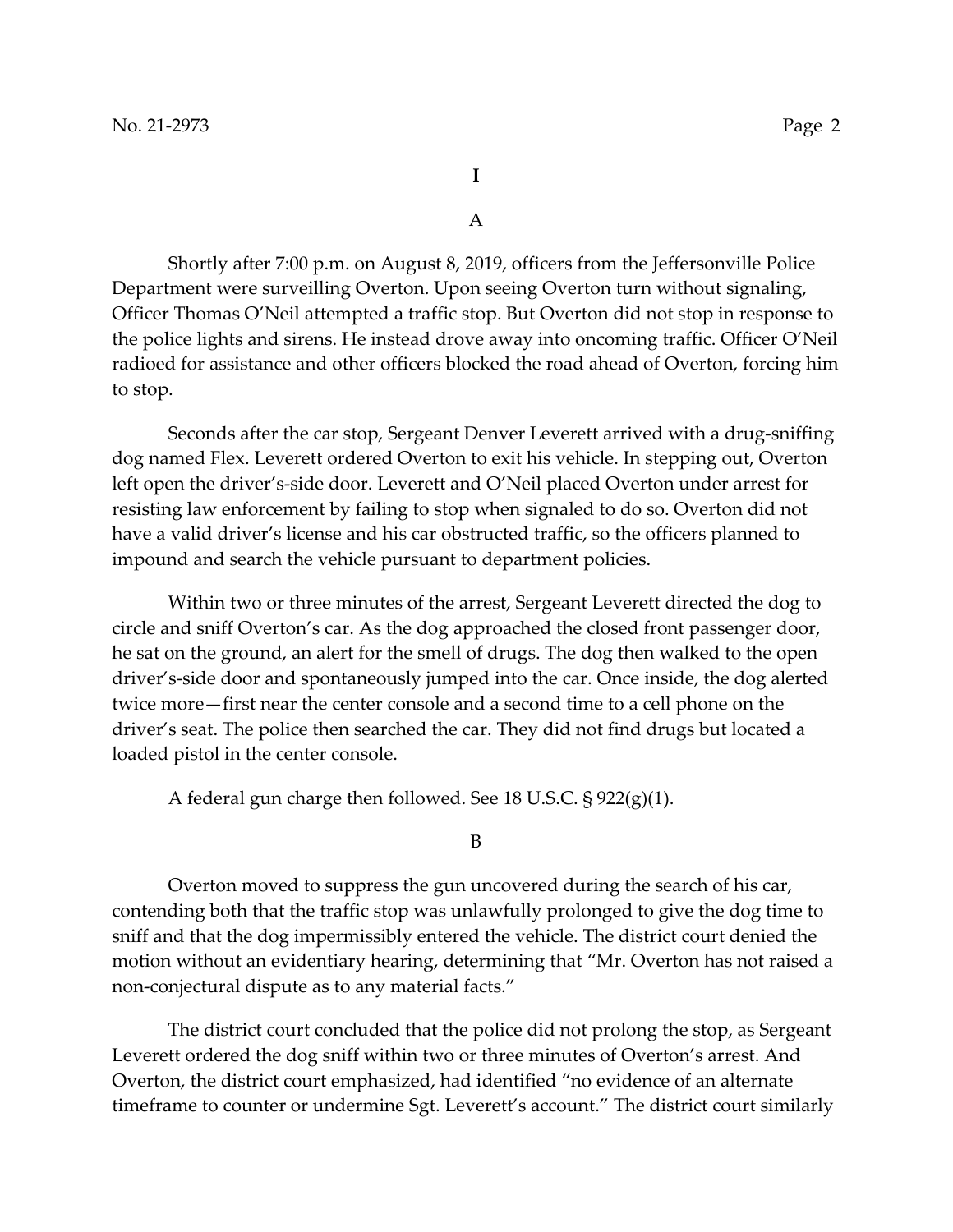# I

## A

Shortly after 7:00 p.m. on August 8, 2019, officers from the Jeffersonville Police Department were surveilling Overton. Upon seeing Overton turn without signaling, Officer Thomas O'Neil attempted a traffic stop. But Overton did not stop in response to the police lights and sirens. He instead drove away into oncoming traffic. Officer O'Neil radioed for assistance and other officers blocked the road ahead of Overton, forcing him to stop.

Seconds after the car stop, Sergeant Denver Leverett arrived with a drug-sniffing dog named Flex. Leverett ordered Overton to exit his vehicle. In stepping out, Overton left open the driver's-side door. Leverett and O'Neil placed Overton under arrest for resisting law enforcement by failing to stop when signaled to do so. Overton did not have a valid driver's license and his car obstructed traffic, so the officers planned to impound and search the vehicle pursuant to department policies.

Within two or three minutes of the arrest, Sergeant Leverett directed the dog to circle and sniff Overton's car. As the dog approached the closed front passenger door, he sat on the ground, an alert for the smell of drugs. The dog then walked to the open driver's-side door and spontaneously jumped into the car. Once inside, the dog alerted twice more—first near the center console and a second time to a cell phone on the driver's seat. The police then searched the car. They did not find drugs but located a loaded pistol in the center console.

A federal gun charge then followed. See 18 U.S.C. § 922(g)(1).

## B

Overton moved to suppress the gun uncovered during the search of his car, contending both that the traffic stop was unlawfully prolonged to give the dog time to sniff and that the dog impermissibly entered the vehicle. The district court denied the motion without an evidentiary hearing, determining that "Mr. Overton has not raised a non-conjectural dispute as to any material facts."

The district court concluded that the police did not prolong the stop, as Sergeant Leverett ordered the dog sniff within two or three minutes of Overton's arrest. And Overton, the district court emphasized, had identified "no evidence of an alternate timeframe to counter or undermine Sgt. Leverett's account." The district court similarly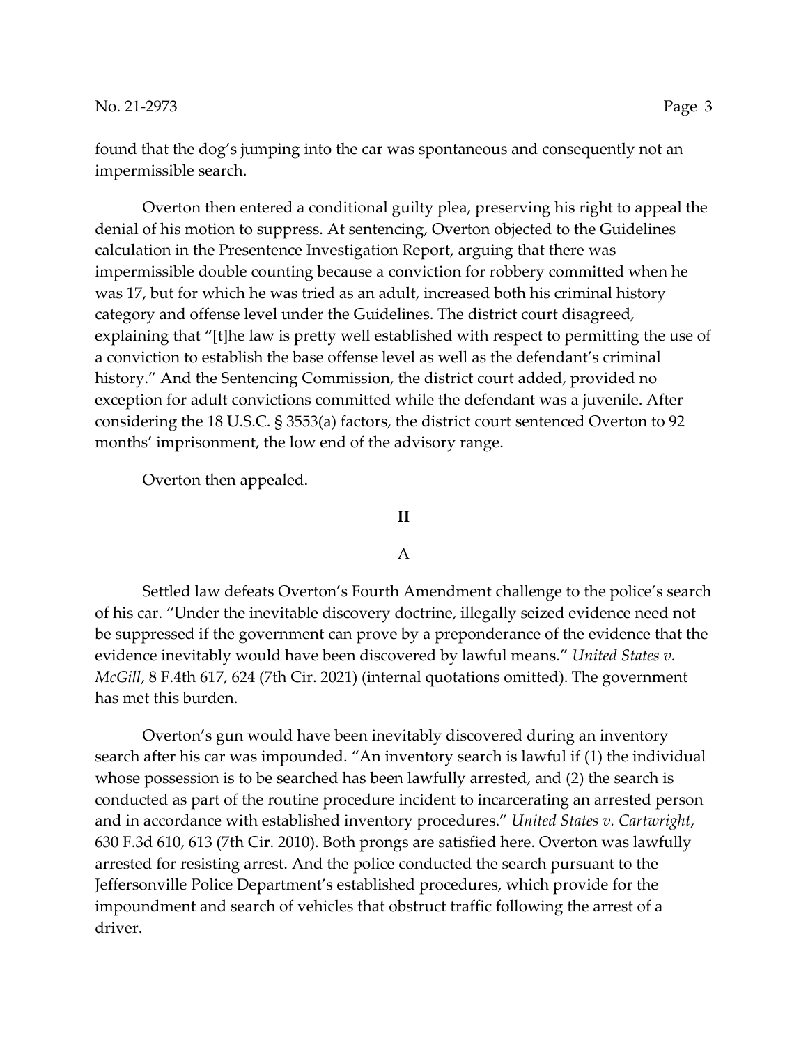found that the dog's jumping into the car was spontaneous and consequently not an impermissible search.

Overton then entered a conditional guilty plea, preserving his right to appeal the denial of his motion to suppress. At sentencing, Overton objected to the Guidelines calculation in the Presentence Investigation Report, arguing that there was impermissible double counting because a conviction for robbery committed when he was 17, but for which he was tried as an adult, increased both his criminal history category and offense level under the Guidelines. The district court disagreed, explaining that "[t]he law is pretty well established with respect to permitting the use of a conviction to establish the base offense level as well as the defendant's criminal history." And the Sentencing Commission, the district court added, provided no exception for adult convictions committed while the defendant was a juvenile. After considering the 18 U.S.C. § 3553(a) factors, the district court sentenced Overton to 92 months' imprisonment, the low end of the advisory range.

Overton then appealed.

## II

### A

Settled law defeats Overton's Fourth Amendment challenge to the police's search of his car. "Under the inevitable discovery doctrine, illegally seized evidence need not be suppressed if the government can prove by a preponderance of the evidence that the evidence inevitably would have been discovered by lawful means." *United States v. McGill*, 8 F.4th 617, 624 (7th Cir. 2021) (internal quotations omitted). The government has met this burden.

Overton's gun would have been inevitably discovered during an inventory search after his car was impounded. "An inventory search is lawful if (1) the individual whose possession is to be searched has been lawfully arrested, and (2) the search is conducted as part of the routine procedure incident to incarcerating an arrested person and in accordance with established inventory procedures." *United States v. Cartwright*, 630 F.3d 610, 613 (7th Cir. 2010). Both prongs are satisfied here. Overton was lawfully arrested for resisting arrest. And the police conducted the search pursuant to the Jeffersonville Police Department's established procedures, which provide for the impoundment and search of vehicles that obstruct traffic following the arrest of a driver.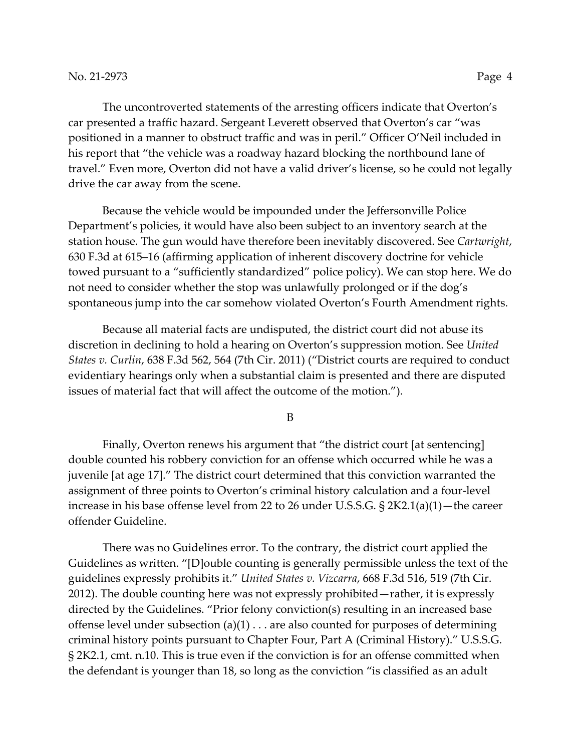The uncontroverted statements of the arresting officers indicate that Overton's car presented a traffic hazard. Sergeant Leverett observed that Overton's car "was positioned in a manner to obstruct traffic and was in peril." Officer O'Neil included in his report that "the vehicle was a roadway hazard blocking the northbound lane of travel." Even more, Overton did not have a valid driver's license, so he could not legally drive the car away from the scene.

Because the vehicle would be impounded under the Jeffersonville Police Department's policies, it would have also been subject to an inventory search at the station house. The gun would have therefore been inevitably discovered. See *Cartwright*, 630 F.3d at 615–16 (affirming application of inherent discovery doctrine for vehicle towed pursuant to a "sufficiently standardized" police policy). We can stop here. We do not need to consider whether the stop was unlawfully prolonged or if the dog's spontaneous jump into the car somehow violated Overton's Fourth Amendment rights.

Because all material facts are undisputed, the district court did not abuse its discretion in declining to hold a hearing on Overton's suppression motion. See *United States v. Curlin*, 638 F.3d 562, 564 (7th Cir. 2011) ("District courts are required to conduct evidentiary hearings only when a substantial claim is presented and there are disputed issues of material fact that will affect the outcome of the motion.").

### B

Finally, Overton renews his argument that "the district court [at sentencing] double counted his robbery conviction for an offense which occurred while he was a juvenile [at age 17]." The district court determined that this conviction warranted the assignment of three points to Overton's criminal history calculation and a four-level increase in his base offense level from 22 to 26 under U.S.S.G. § 2K2.1(a)(1)—the career offender Guideline.

There was no Guidelines error. To the contrary, the district court applied the Guidelines as written. "[D]ouble counting is generally permissible unless the text of the guidelines expressly prohibits it." *United States v. Vizcarra*, 668 F.3d 516, 519 (7th Cir. 2012). The double counting here was not expressly prohibited—rather, it is expressly directed by the Guidelines. "Prior felony conviction(s) resulting in an increased base offense level under subsection (a)(1) . . . are also counted for purposes of determining criminal history points pursuant to Chapter Four, Part A (Criminal History)." U.S.S.G. § 2K2.1, cmt. n.10. This is true even if the conviction is for an offense committed when the defendant is younger than 18, so long as the conviction "is classified as an adult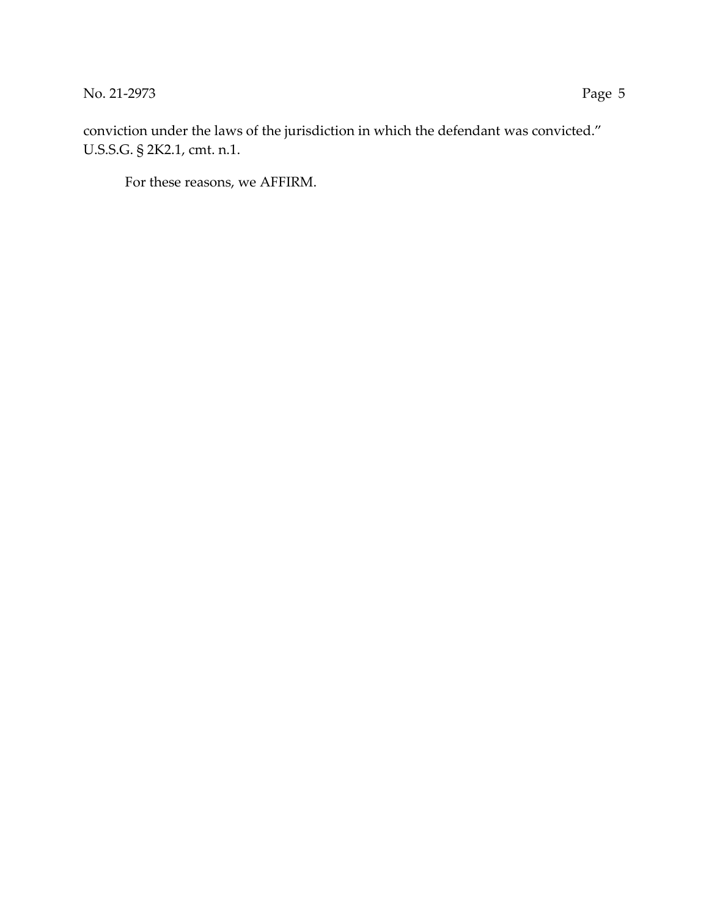conviction under the laws of the jurisdiction in which the defendant was convicted." U.S.S.G. § 2K2.1, cmt. n.1.

For these reasons, we AFFIRM.